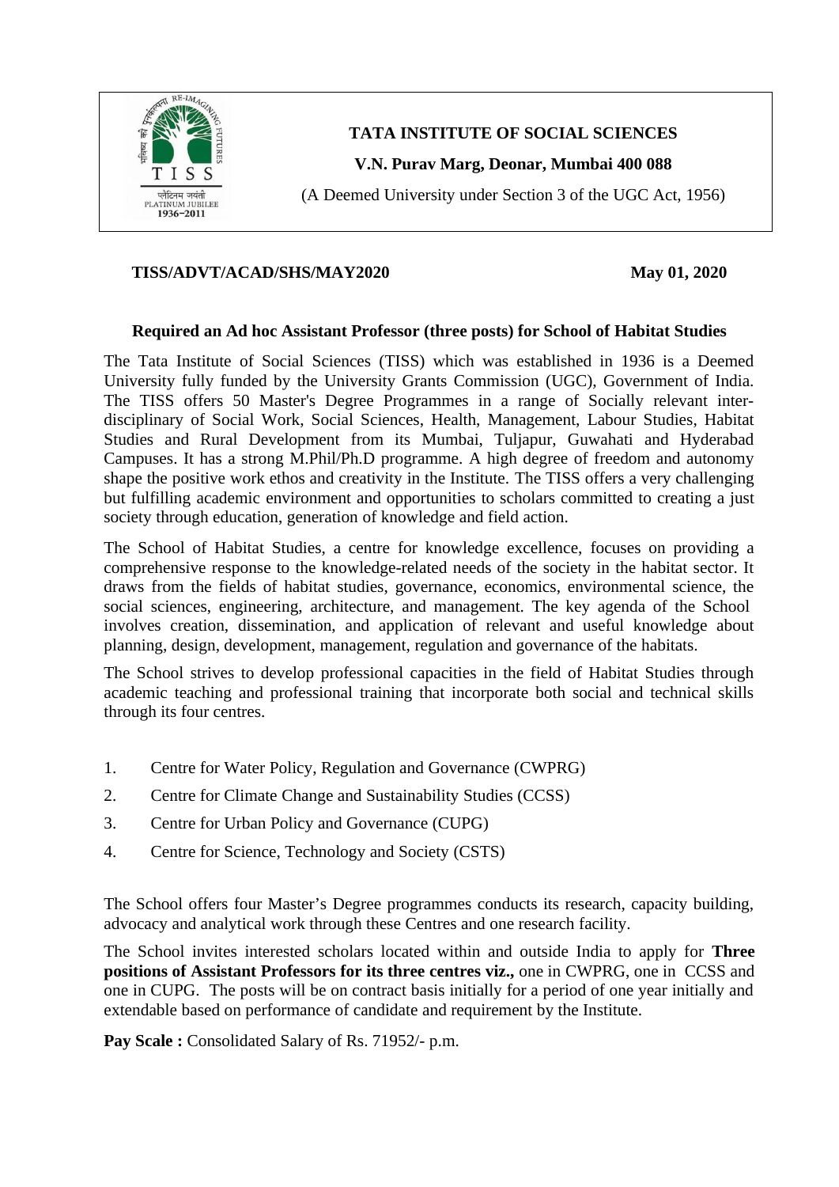**TATA INSTITUTE OF SOCIAL SCIENCES**

**V.N. Purav Marg, Deonar, Mumbai 400 088**

(A Deemed University under Section 3 of the UGC Act, 1956)

**TISS/ADVT/ACAD/SHS/MAY2020** **May 01, 2020**

**Required an Ad hoc Assistant Professor (three posts) for School of Habitat Studies**

The Tata Institute of Social Sciences (TISS) which was established in 1936 is a Deemed University fully funded by the University Grants Commission (UGC), Government of India. The TISS offers 50 Master's Degree Programmes in a range of Socially relevant inter-disciplinary of Social Work, Social Sciences, Health, Management, Labour Studies, Habitat Studies and Rural Development from its Mumbai, Tuljapur, Guwahati and Hyderabad Campuses. It has a strong M.Phil/Ph.D programme. A high degree of freedom and autonomy shape the positive work ethos and creativity in the Institute. The TISS offers a very challenging but fulfilling academic environment and opportunities to scholars committed to creating a just society through education, generation of knowledge and field action.

The School of Habitat Studies, a centre for knowledge excellence, focuses on providing a comprehensive response to the knowledge-related needs of the society in the habitat sector. It draws from the fields of habitat studies, governance, economics, environmental science, the social sciences, engineering, architecture, and management. The key agenda of the School involves creation, dissemination, and application of relevant and useful knowledge about planning, design, development, management, regulation and governance of the habitats.

The School strives to develop professional capacities in the field of Habitat Studies through academic teaching and professional training that incorporate both social and technical skills through its four centres.

1. Centre for Water Policy, Regulation and Governance (CWPRG)
2. Centre for Climate Change and Sustainability Studies (CCSS)
3. Centre for Urban Policy and Governance (CUPG)
4. Centre for Science, Technology and Society (CSTS)

The School offers four Master's Degree programmes conducts its research, capacity building, advocacy and analytical work through these Centres and one research facility.

The School invites interested scholars located within and outside India to apply for **Three positions of Assistant Professors for its three centres viz.,** one in CWPRG, one in CCSS and one in CUPG. The posts will be on contract basis initially for a period of one year initially and extendable based on performance of candidate and requirement by the Institute.

**Pay Scale :** Consolidated Salary of Rs. 71952/- p.m.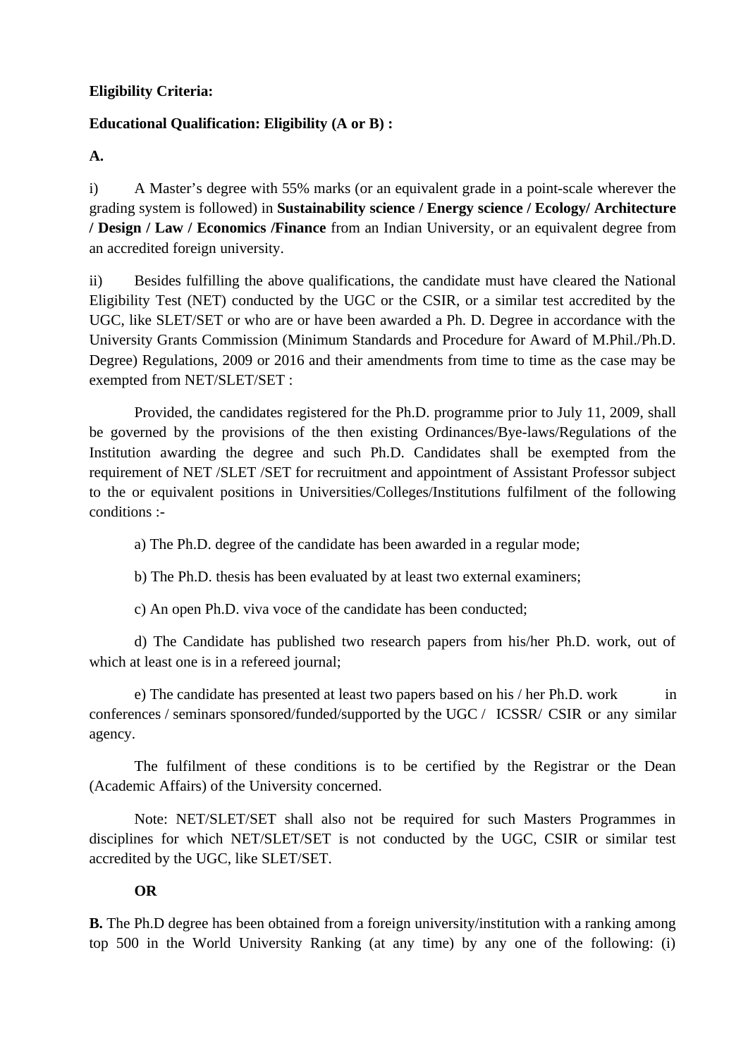**Eligibility Criteria:**

**Educational Qualification: Eligibility (A or B) :**

**A.**

i) A Master's degree with 55% marks (or an equivalent grade in a point-scale wherever the grading system is followed) in **Sustainability science / Energy science / Ecology/ Architecture / Design / Law / Economics /Finance** from an Indian University, or an equivalent degree from an accredited foreign university.

ii) Besides fulfilling the above qualifications, the candidate must have cleared the National Eligibility Test (NET) conducted by the UGC or the CSIR, or a similar test accredited by the UGC, like SLET/SET or who are or have been awarded a Ph. D. Degree in accordance with the University Grants Commission (Minimum Standards and Procedure for Award of M.Phil./Ph.D. Degree) Regulations, 2009 or 2016 and their amendments from time to time as the case may be exempted from NET/SLET/SET :

Provided, the candidates registered for the Ph.D. programme prior to July 11, 2009, shall be governed by the provisions of the then existing Ordinances/Bye-laws/Regulations of the Institution awarding the degree and such Ph.D. Candidates shall be exempted from the requirement of NET /SLET /SET for recruitment and appointment of Assistant Professor subject to the or equivalent positions in Universities/Colleges/Institutions fulfilment of the following conditions :-

a) The Ph.D. degree of the candidate has been awarded in a regular mode;

b) The Ph.D. thesis has been evaluated by at least two external examiners;

c) An open Ph.D. viva voce of the candidate has been conducted;

d) The Candidate has published two research papers from his/her Ph.D. work, out of which at least one is in a refereed journal;

e) The candidate has presented at least two papers based on his / her Ph.D. work in conferences / seminars sponsored/funded/supported by the UGC / ICSSR/ CSIR or any similar agency.

The fulfilment of these conditions is to be certified by the Registrar or the Dean (Academic Affairs) of the University concerned.

Note: NET/SLET/SET shall also not be required for such Masters Programmes in disciplines for which NET/SLET/SET is not conducted by the UGC, CSIR or similar test accredited by the UGC, like SLET/SET.

**OR**

**B.** The Ph.D degree has been obtained from a foreign university/institution with a ranking among top 500 in the World University Ranking (at any time) by any one of the following: (i)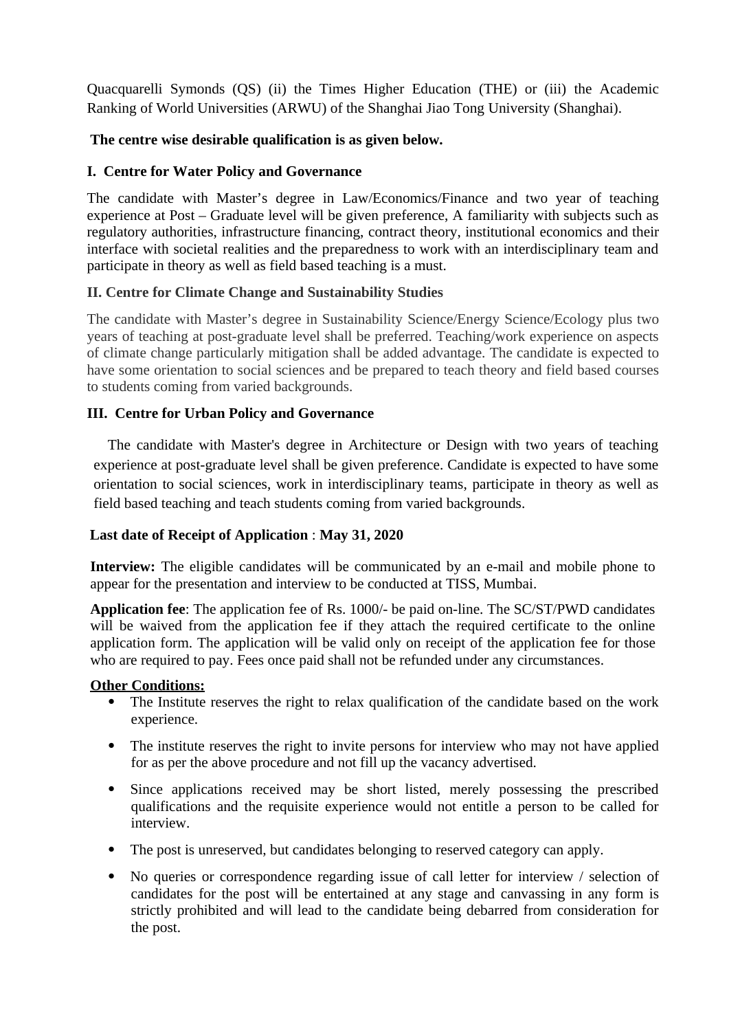Quacquarelli Symonds (QS) (ii) the Times Higher Education (THE) or (iii) the Academic Ranking of World Universities (ARWU) of the Shanghai Jiao Tong University (Shanghai).

**The centre wise desirable qualification is as given below.**

**I. Centre for Water Policy and Governance**

The candidate with Master's degree in Law/Economics/Finance and two year of teaching experience at Post – Graduate level will be given preference, A familiarity with subjects such as regulatory authorities, infrastructure financing, contract theory, institutional economics and their interface with societal realities and the preparedness to work with an interdisciplinary team and participate in theory as well as field based teaching is a must.

**II. Centre for Climate Change and Sustainability Studies**

The candidate with Master's degree in Sustainability Science/Energy Science/Ecology plus two years of teaching at post-graduate level shall be preferred. Teaching/work experience on aspects of climate change particularly mitigation shall be added advantage. The candidate is expected to have some orientation to social sciences and be prepared to teach theory and field based courses to students coming from varied backgrounds.

**III. Centre for Urban Policy and Governance**

The candidate with Master's degree in Architecture or Design with two years of teaching experience at post-graduate level shall be given preference. Candidate is expected to have some orientation to social sciences, work in interdisciplinary teams, participate in theory as well as field based teaching and teach students coming from varied backgrounds.

**Last date of Receipt of Application** : **May 31, 2020**

**Interview:** The eligible candidates will be communicated by an e-mail and mobile phone to appear for the presentation and interview to be conducted at TISS, Mumbai.

**Application fee**: The application fee of Rs. 1000/- be paid on-line. The SC/ST/PWD candidates will be waived from the application fee if they attach the required certificate to the online application form. The application will be valid only on receipt of the application fee for those who are required to pay. Fees once paid shall not be refunded under any circumstances.

**Other Conditions:**

- The Institute reserves the right to relax qualification of the candidate based on the work experience.
- The institute reserves the right to invite persons for interview who may not have applied for as per the above procedure and not fill up the vacancy advertised.
- Since applications received may be short listed, merely possessing the prescribed qualifications and the requisite experience would not entitle a person to be called for interview.
- The post is unreserved, but candidates belonging to reserved category can apply.
- No queries or correspondence regarding issue of call letter for interview / selection of candidates for the post will be entertained at any stage and canvassing in any form is strictly prohibited and will lead to the candidate being debarred from consideration for the post.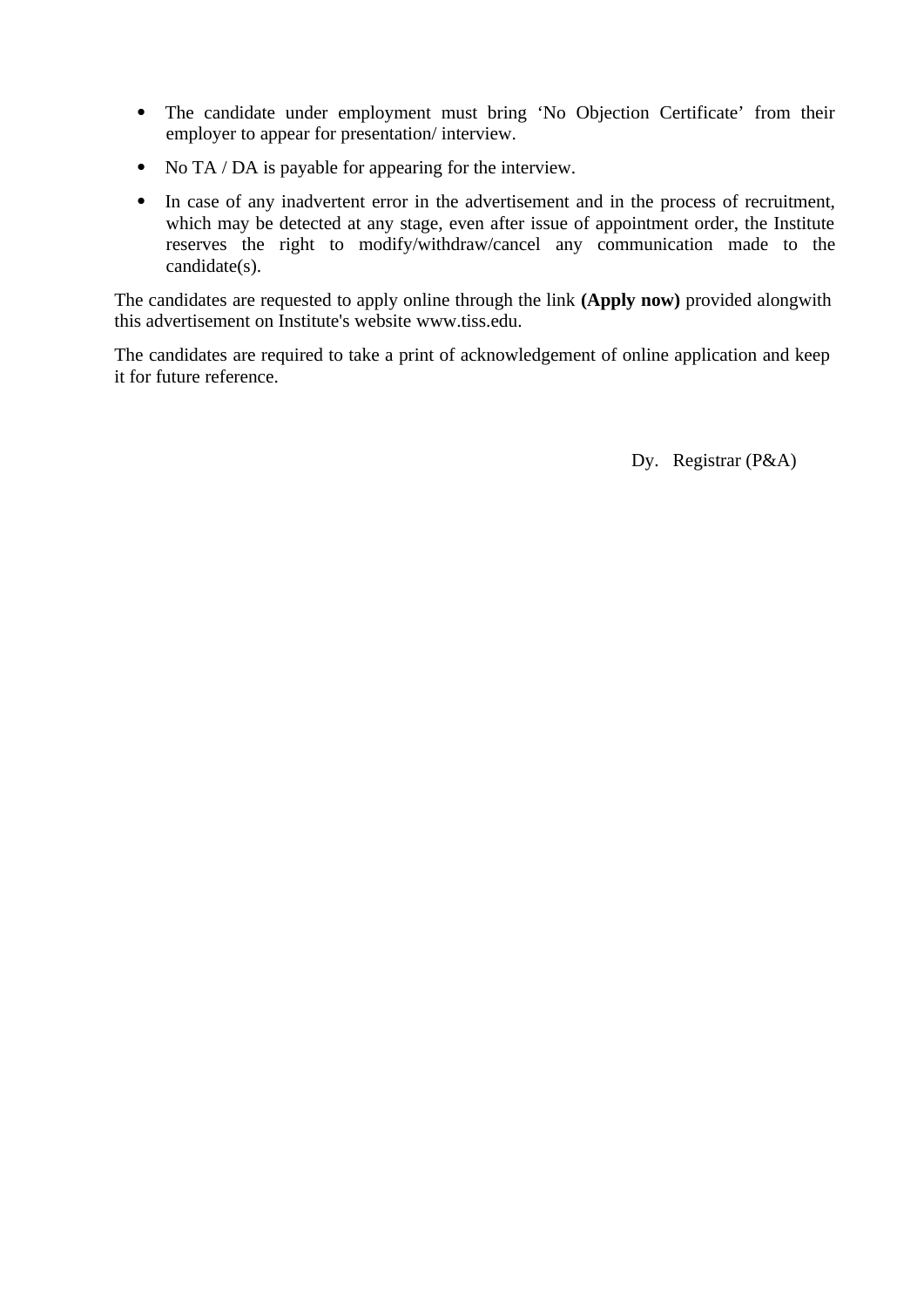- The candidate under employment must bring ‘No Objection Certificate’ from their employer to appear for presentation/ interview.
- No TA / DA is payable for appearing for the interview.
- In case of any inadvertent error in the advertisement and in the process of recruitment, which may be detected at any stage, even after issue of appointment order, the Institute reserves the right to modify/withdraw/cancel any communication made to the candidate(s).

The candidates are requested to apply online through the link **(Apply now)** provided alongwith this advertisement on Institute's website www.tiss.edu.

The candidates are required to take a print of acknowledgement of online application and keep it for future reference.

Dy. Registrar (P&A)